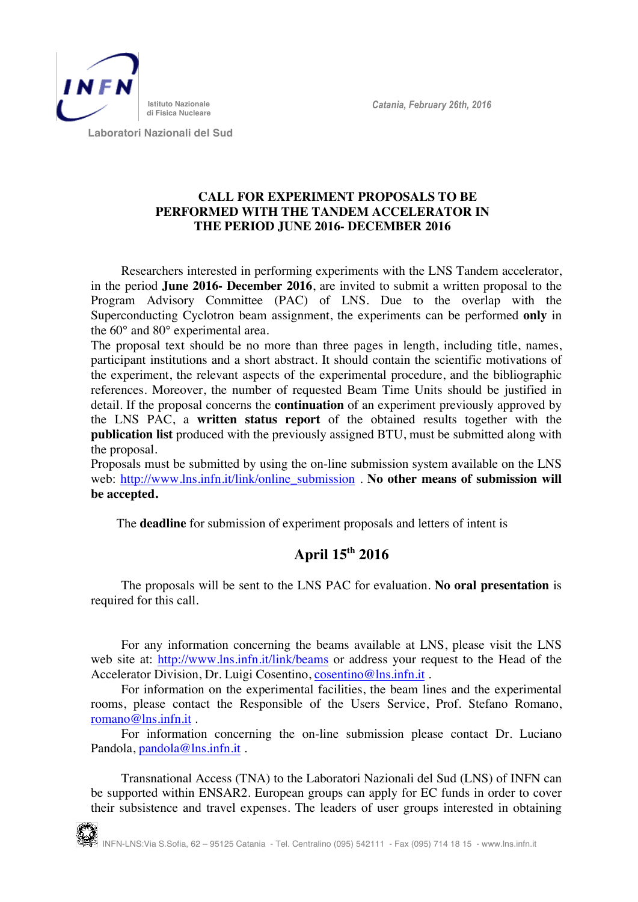INFN Istituto Nazionale di Fisica Nucleare

Laboratori Nazionali del Sud

*Catania, February 26th, 2016*

# CALL FOR EXPERIMENT PROPOSALS TO BE PERFORMED WITH THE TANDEM ACCELERATOR IN THE PERIOD JUNE 2016- DECEMBER 2016

Researchers interested in performing experiments with the LNS Tandem accelerator, in the period **June 2016- December 2016**, are invited to submit a written proposal to the Program Advisory Committee (PAC) of LNS. Due to the overlap with the Superconducting Cyclotron beam assignment, the experiments can be performed **only** in the 60° and 80° experimental area.

The proposal text should be no more than three pages in length, including title, names, participant institutions and a short abstract. It should contain the scientific motivations of the experiment, the relevant aspects of the experimental procedure, and the bibliographic references. Moreover, the number of requested Beam Time Units should be justified in detail. If the proposal concerns the **continuation** of an experiment previously approved by the LNS PAC, a **written status report** of the obtained results together with the **publication list** produced with the previously assigned BTU, must be submitted along with the proposal.

Proposals must be submitted by using the on-line submission system available on the LNS web: http://www.lns.infn.it/link/online_submission . **No other means of submission will be accepted.**

The **deadline** for submission of experiment proposals and letters of intent is

## April 15th 2016

The proposals will be sent to the LNS PAC for evaluation. **No oral presentation** is required for this call.

For any information concerning the beams available at LNS, please visit the LNS web site at: http://www.lns.infn.it/link/beams or address your request to the Head of the Accelerator Division, Dr. Luigi Cosentino, cosentino@lns.infn.it .

For information on the experimental facilities, the beam lines and the experimental rooms, please contact the Responsible of the Users Service, Prof. Stefano Romano, romano@lns.infn.it .

For information concerning the on-line submission please contact Dr. Luciano Pandola, pandola@lns.infn.it .

Transnational Access (TNA) to the Laboratori Nazionali del Sud (LNS) of INFN can be supported within ENSAR2. European groups can apply for EC funds in order to cover their subsistence and travel expenses. The leaders of user groups interested in obtaining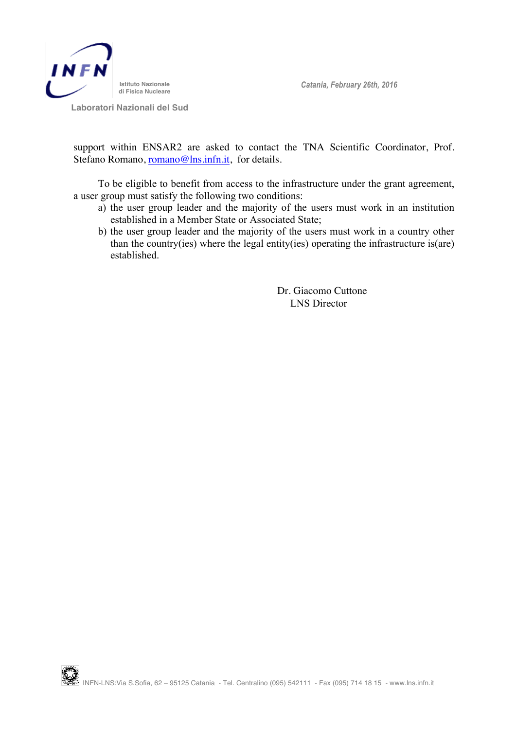support within ENSAR2 are asked to contact the TNA Scientific Coordinator, Prof. Stefano Romano, romano@lns.infn.it, for details.

To be eligible to benefit from access to the infrastructure under the grant agreement, a user group must satisfy the following two conditions:

a) the user group leader and the majority of the users must work in an institution established in a Member State or Associated State;
b) the user group leader and the majority of the users must work in a country other than the country(ies) where the legal entity(ies) operating the infrastructure is(are) established.

Dr. Giacomo Cuttone
LNS Director